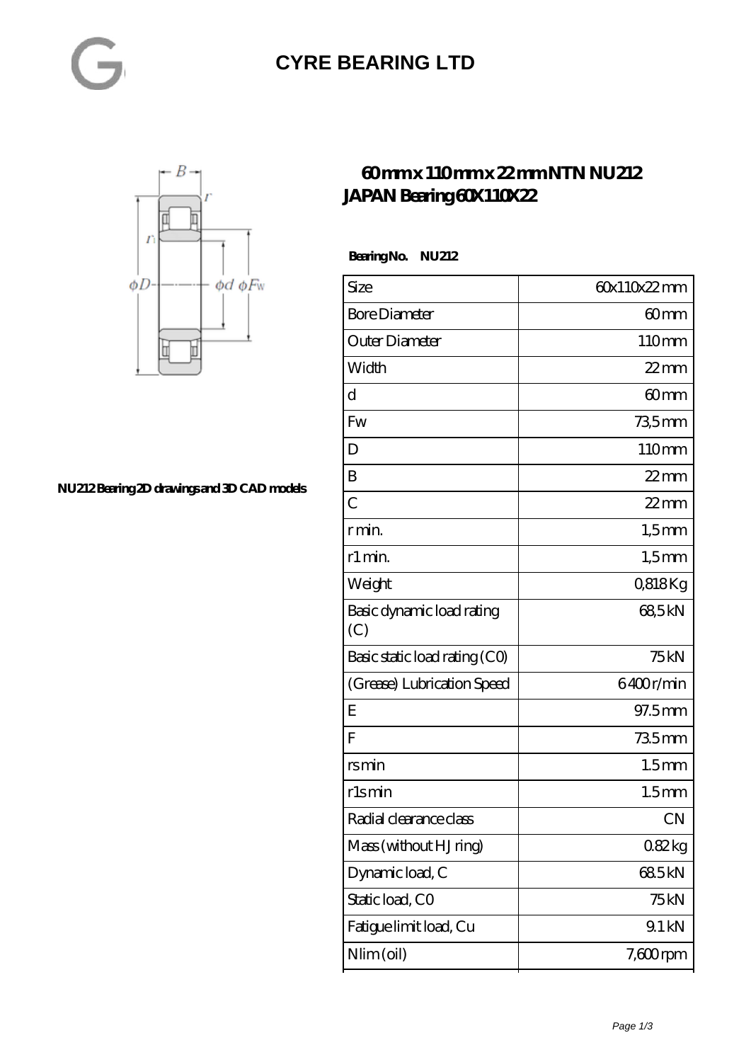# CYRE BEARING LTD

## 60 mm x 110 mm x 22 mm NTN NU212 JAPAN Bearing 60X110X22

NU212 Bearing 2D drawings and 3D CAD models

**Bearing No. NU212**

| Size | 60x110x22 mm |
|---|---|
| Bore Diameter | 60 mm |
| Outer Diameter | 110 mm |
| Width | 22 mm |
| d | 60 mm |
| Fw | 73,5 mm |
| D | 110 mm |
| B | 22 mm |
| C | 22 mm |
| r min. | 1,5 mm |
| r1 min. | 1,5 mm |
| Weight | 0,818 Kg |
| Basic dynamic load rating (C) | 68,5 kN |
| Basic static load rating (C0) | 75 kN |
| (Grease) Lubrication Speed | 6400 r/min |
| E | 97.5 mm |
| F | 73.5 mm |
| rs min | 1.5 mm |
| r1s min | 1.5 mm |
| Radial clearance class | CN |
| Mass (without HJ ring) | 0.82 kg |
| Dynamic load, C | 68.5 kN |
| Static load, C0 | 75 kN |
| Fatigue limit load, Cu | 9.1 kN |
| Nlim (oil) | 7,600 rpm |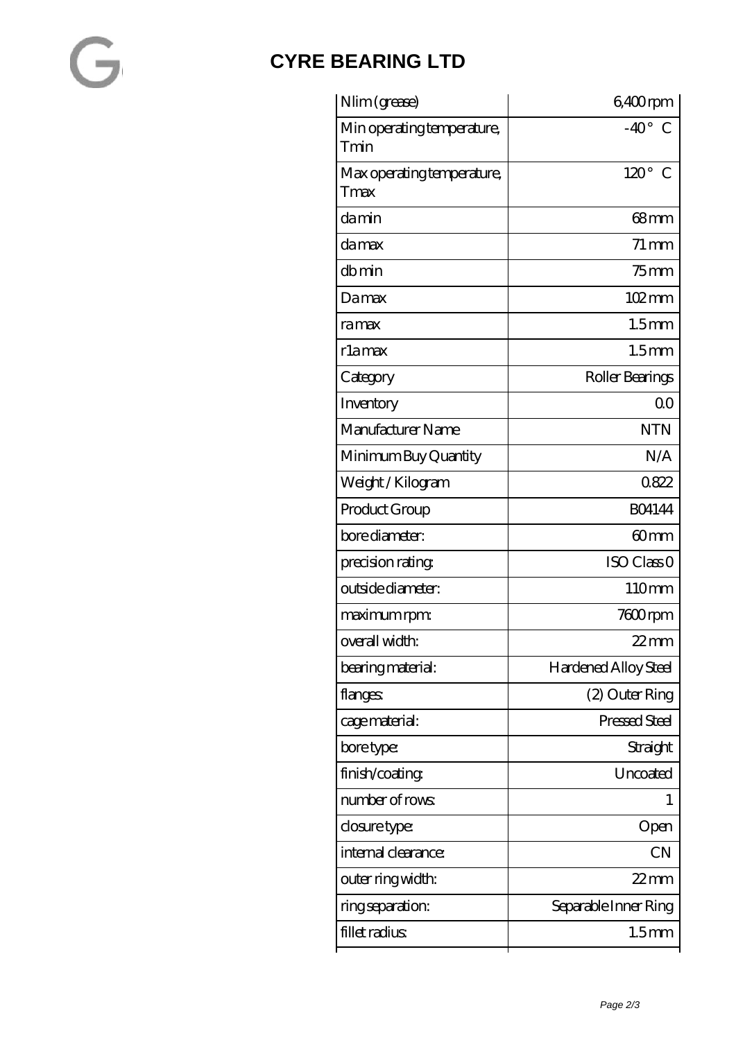# CYRE BEARING LTD

| Nlim (grease) | 6,400 rpm |
|---|---|
| Min operating temperature, Tmin | -40 ° C |
| Max operating temperature, Tmax | 120 ° C |
| da min | 68 mm |
| da max | 71 mm |
| db min | 75 mm |
| Da max | 102 mm |
| ra max | 1.5 mm |
| r1a max | 1.5 mm |
| Category | Roller Bearings |
| Inventory | 0.0 |
| Manufacturer Name | NTN |
| Minimum Buy Quantity | N/A |
| Weight / Kilogram | 0.822 |
| Product Group | B04144 |
| bore diameter: | 60 mm |
| precision rating: | ISO Class 0 |
| outside diameter: | 110 mm |
| maximum rpm: | 7600 rpm |
| overall width: | 22 mm |
| bearing material: | Hardened Alloy Steel |
| flanges: | (2) Outer Ring |
| cage material: | Pressed Steel |
| bore type: | Straight |
| finish/coating: | Uncoated |
| number of rows: | 1 |
| closure type: | Open |
| internal clearance: | CN |
| outer ring width: | 22 mm |
| ring separation: | Separable Inner Ring |
| fillet radius: | 1.5 mm |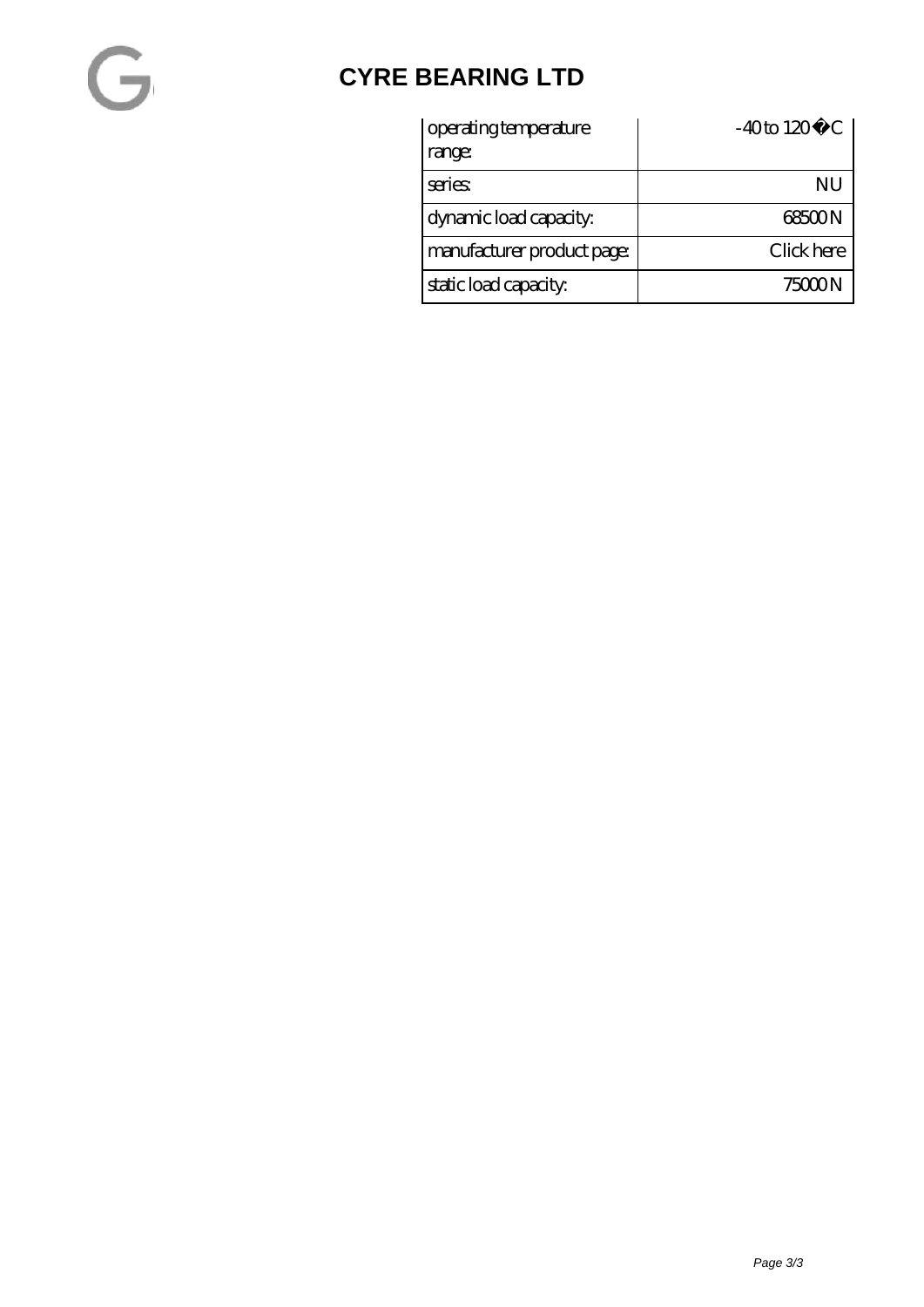| | |
|---|---|
| operating temperature range: | -40 to 120 �C |
| series: | NU |
| dynamic load capacity: | 68500 N |
| manufacturer product page: | Click here |
| static load capacity: | 75000 N |